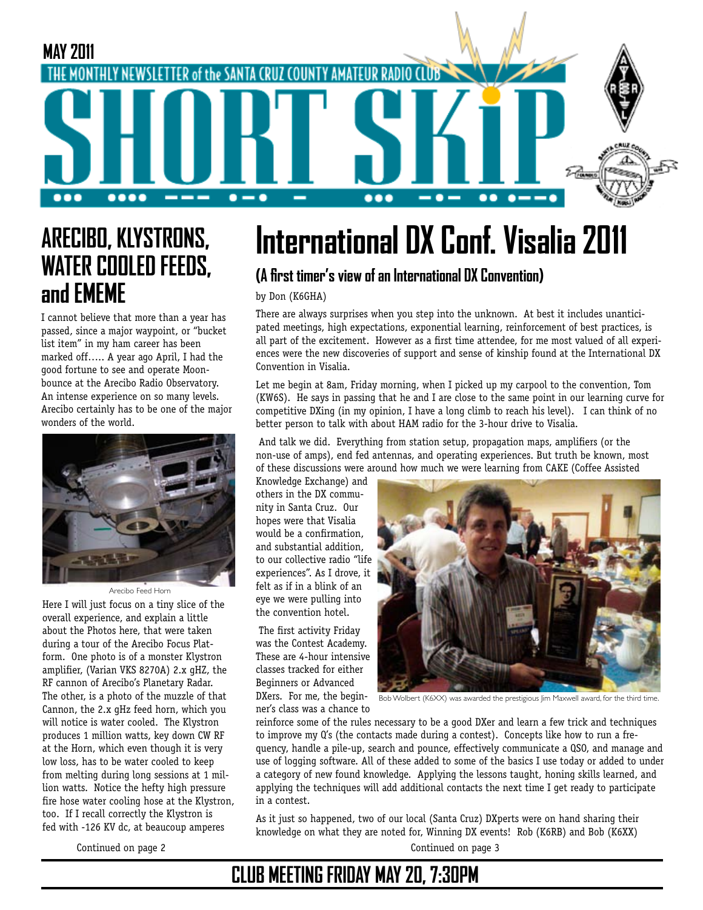MAY 2011

THE MONTHLY NEWSLETTER of the SANTA CRUZ COUNTY AMATEUR RADIO CLUB

# SHORT SKIP

## ARECIBO, KLYSTRONS, WATER COOLED FEEDS, and EMEME

I cannot believe that more than a year has passed, since a major waypoint, or "bucket list item" in my ham career has been marked off….. A year ago April, I had the good fortune to see and operate Moonbounce at the Arecibo Radio Observatory. An intense experience on so many levels. Arecibo certainly has to be one of the major wonders of the world.

Arecibo Feed Horn

Here I will just focus on a tiny slice of the overall experience, and explain a little about the Photos here, that were taken during a tour of the Arecibo Focus Platform. One photo is of a monster Klystron amplifier, (Varian VKS 8270A) 2.x gHz, the RF cannon of Arecibo's Planetary Radar. The other, is a photo of the muzzle of that Cannon, the 2.x gHz feed horn, which you will notice is water cooled. The Klystron produces 1 million watts, key down CW RF at the Horn, which even though it is very low loss, has to be water cooled to keep from melting during long sessions at 1 million watts. Notice the hefty high pressure fire hose water cooling hose at the Klystron, too. If I recall correctly the Klystron is fed with -126 KV dc, at beaucoup amperes

Continued on page 2

## International DX Conf. Visalia 2011

### (A first timer's view of an International DX Convention)

by Don (K6GHA)

There are always surprises when you step into the unknown. At best it includes unanticipated meetings, high expectations, exponential learning, reinforcement of best practices, is all part of the excitement. However as a first time attendee, for me most valued of all experiences were the new discoveries of support and sense of kinship found at the International DX Convention in Visalia.

Let me begin at 8am, Friday morning, when I picked up my carpool to the convention, Tom (KW6S). He says in passing that he and I are close to the same point in our learning curve for competitive DXing (in my opinion, I have a long climb to reach his level). I can think of no better person to talk with about HAM radio for the 3-hour drive to Visalia.

And talk we did. Everything from station setup, propagation maps, amplifiers (or the non-use of amps), end fed antennas, and operating experiences. But truth be known, most of these discussions were around how much we were learning from CAKE (Coffee Assisted Knowledge Exchange) and others in the DX community in Santa Cruz. Our hopes were that Visalia would be a confirmation, and substantial addition, to our collective radio "life experiences". As I drove, it felt as if in a blink of an eye we were pulling into the convention hotel.

Bob Wolbert (K6XX) was awarded the prestigious Jim Maxwell award, for the third time.

The first activity Friday was the Contest Academy. These are 4-hour intensive classes tracked for either Beginners or Advanced DXers. For me, the beginner's class was a chance to reinforce some of the rules necessary to be a good DXer and learn a few trick and techniques to improve my Q's (the contacts made during a contest). Concepts like how to run a frequency, handle a pile-up, search and pounce, effectively communicate a QSO, and manage and use of logging software. All of these added to some of the basics I use today or added to under a category of new found knowledge. Applying the lessons taught, honing skills learned, and applying the techniques will add additional contacts the next time I get ready to participate in a contest.

As it just so happened, two of our local (Santa Cruz) DXperts were on hand sharing their knowledge on what they are noted for, Winning DX events! Rob (K6RB) and Bob (K6XX)

Continued on page 3

## CLUB MEETING FRIDAY MAY 20, 7:30PM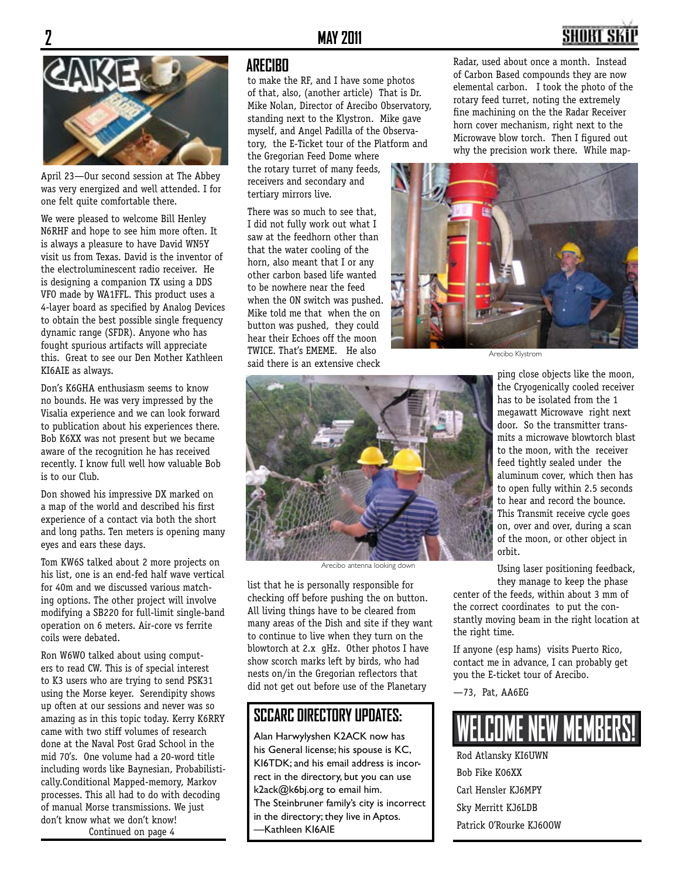April 23—Our second session at The Abbey was very energized and well attended. I for one felt quite comfortable there.

We were pleased to welcome Bill Henley N6RHF and hope to see him more often. It is always a pleasure to have David WN5Y visit us from Texas. David is the inventor of the electroluminescent radio receiver. He is designing a companion TX using a DDS VFO made by WA1FFL. This product uses a 4-layer board as specified by Analog Devices to obtain the best possible single frequency dynamic range (SFDR). Anyone who has fought spurious artifacts will appreciate this. Great to see our Den Mother Kathleen KI6AIE as always.

Don's K6GHA enthusiasm seems to know no bounds. He was very impressed by the Visalia experience and we can look forward to publication about his experiences there. Bob K6XX was not present but we became aware of the recognition he has received recently. I know full well how valuable Bob is to our Club.

Don showed his impressive DX marked on a map of the world and described his first experience of a contact via both the short and long paths. Ten meters is opening many eyes and ears these days.

Tom KW6S talked about 2 more projects on his list, one is an end-fed half wave vertical for 40m and we discussed various matching options. The other project will involve modifying a SB220 for full-limit single-band operation on 6 meters. Air-core vs ferrite coils were debated.

Ron W6WO talked about using computers to read CW. This is of special interest to K3 users who are trying to send PSK31 using the Morse keyer. Serendipity shows up often at our sessions and never was so amazing as in this topic today. Kerry K6RRY came with two stiff volumes of research done at the Naval Post Grad School in the mid 70's. One volume had a 20-word title including words like Baynesian, Probabilistically.Conditional Mapped-memory, Markov processes. This all had to do with decoding of manual Morse transmissions. We just don't know what we don't know!

Continued on page 4

## ARECIBO

to make the RF, and I have some photos of that, also, (another article) That is Dr. Mike Nolan, Director of Arecibo Observatory, standing next to the Klystron. Mike gave myself, and Angel Padilla of the Observatory, the E-Ticket tour of the Platform and the Gregorian Feed Dome where the rotary turret of many feeds, receivers and secondary and tertiary mirrors live.

There was so much to see that, I did not fully work out what I saw at the feedhorn other than that the water cooling of the horn, also meant that I or any other carbon based life wanted to be nowhere near the feed when the ON switch was pushed. Mike told me that when the on button was pushed, they could hear their Echoes off the moon TWICE. That's EMEME. He also said there is an extensive check list that he is personally responsible for checking off before pushing the on button. All living things have to be cleared from many areas of the Dish and site if they want to continue to live when they turn on the blowtorch at 2.x gHz. Other photos I have show scorch marks left by birds, who had nests on/in the Gregorian reflectors that did not get out before use of the Planetary Radar, used about once a month. Instead of Carbon Based compounds they are now elemental carbon. I took the photo of the rotary feed turret, noting the extremely fine machining on the the Radar Receiver horn cover mechanism, right next to the Microwave blow torch. Then I figured out why the precision work there. While mapping close objects like the moon, the Cryogenically cooled receiver has to be isolated from the 1 megawatt Microwave right next door. So the transmitter transmits a microwave blowtorch blast to the moon, with the receiver feed tightly sealed under the aluminum cover, which then has to open fully within 2.5 seconds to hear and record the bounce. This Transmit receive cycle goes on, over and over, during a scan of the moon, or other object in orbit.

Arecibo Klystrom

Arecibo antenna looking down

Using laser positioning feedback, they manage to keep the phase center of the feeds, within about 3 mm of the correct coordinates to put the constantly moving beam in the right location at the right time.

If anyone (esp hams) visits Puerto Rico, contact me in advance, I can probably get you the E-ticket tour of Arecibo.

—73, Pat, AA6EG

## SCCARC DIRECTORY UPDATES:

Alan Harwylyshen K2ACK now has his General license; his spouse is KC, KI6TDK; and his email address is incorrect in the directory, but you can use k2ack@k6bj.org to email him.
The Steinbruner family's city is incorrect in the directory; they live in Aptos.
—Kathleen KI6AIE

## WELCOME NEW MEMBERS!

Rod Atlansky KI6UWN
Bob Fike KO6XX
Carl Hensler KJ6MPY
Sky Merritt KJ6LDB
Patrick O'Rourke KJ6OOW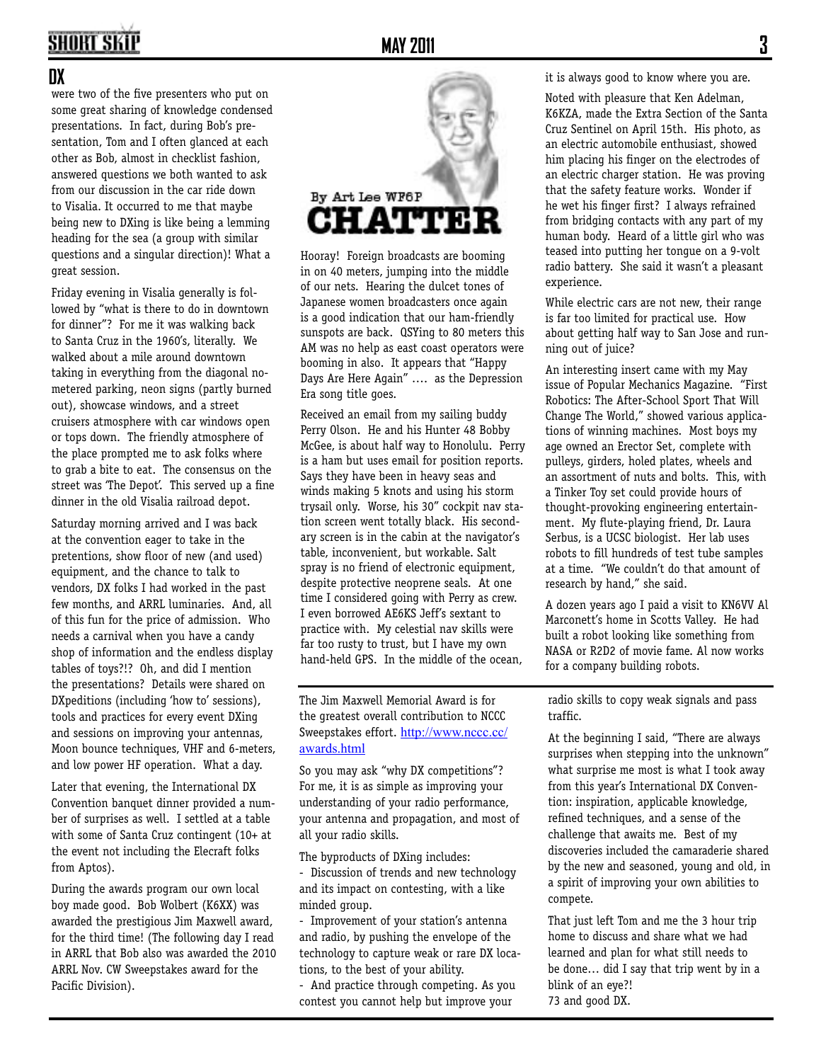## DX

were two of the five presenters who put on some great sharing of knowledge condensed presentations. In fact, during Bob's presentation, Tom and I often glanced at each other as Bob, almost in checklist fashion, answered questions we both wanted to ask from our discussion in the car ride down to Visalia. It occurred to me that maybe being new to DXing is like being a lemming heading for the sea (a group with similar questions and a singular direction)! What a great session.

Friday evening in Visalia generally is followed by "what is there to do in downtown for dinner"? For me it was walking back to Santa Cruz in the 1960's, literally. We walked about a mile around downtown taking in everything from the diagonal no-metered parking, neon signs (partly burned out), showcase windows, and a street cruisers atmosphere with car windows open or tops down. The friendly atmosphere of the place prompted me to ask folks where to grab a bite to eat. The consensus on the street was 'The Depot'. This served up a fine dinner in the old Visalia railroad depot.

Saturday morning arrived and I was back at the convention eager to take in the pretentions, show floor of new (and used) equipment, and the chance to talk to vendors, DX folks I had worked in the past few months, and ARRL luminaries. And, all of this fun for the price of admission. Who needs a carnival when you have a candy shop of information and the endless display tables of toys?!? Oh, and did I mention the presentations? Details were shared on DXpeditions (including 'how to' sessions), tools and practices for every event DXing and sessions on improving your antennas, Moon bounce techniques, VHF and 6-meters, and low power HF operation. What a day.

Later that evening, the International DX Convention banquet dinner provided a number of surprises as well. I settled at a table with some of Santa Cruz contingent (10+ at the event not including the Elecraft folks from Aptos).

During the awards program our own local boy made good. Bob Wolbert (K6XX) was awarded the prestigious Jim Maxwell award, for the third time! (The following day I read in ARRL that Bob also was awarded the 2010 ARRL Nov. CW Sweepstakes award for the Pacific Division).

The Jim Maxwell Memorial Award is for the greatest overall contribution to NCCC Sweepstakes effort. http://www.nccc.cc/awards.html

So you may ask "why DX competitions"? For me, it is as simple as improving your understanding of your radio performance, your antenna and propagation, and most of all your radio skills.

The byproducts of DXing includes:

- Discussion of trends and new technology and its impact on contesting, with a like minded group.
- Improvement of your station's antenna and radio, by pushing the envelope of the technology to capture weak or rare DX locations, to the best of your ability.
- And practice through competing. As you contest you cannot help but improve your radio skills to copy weak signals and pass traffic.

At the beginning I said, "There are always surprises when stepping into the unknown" what surprise me most is what I took away from this year's International DX Convention: inspiration, applicable knowledge, refined techniques, and a sense of the challenge that awaits me. Best of my discoveries included the camaraderie shared by the new and seasoned, young and old, in a spirit of improving your own abilities to compete.

That just left Tom and me the 3 hour trip home to discuss and share what we had learned and plan for what still needs to be done… did I say that trip went by in a blink of an eye?!

73 and good DX.

## CHATTER

By Art Lee WF6P

Hooray! Foreign broadcasts are booming in on 40 meters, jumping into the middle of our nets. Hearing the dulcet tones of Japanese women broadcasters once again is a good indication that our ham-friendly sunspots are back. QSYing to 80 meters this AM was no help as east coast operators were booming in also. It appears that "Happy Days Are Here Again" …. as the Depression Era song title goes.

Received an email from my sailing buddy Perry Olson. He and his Hunter 48 Bobby McGee, is about half way to Honolulu. Perry is a ham but uses email for position reports. Says they have been in heavy seas and winds making 5 knots and using his storm trysail only. Worse, his 30" cockpit nav station screen went totally black. His secondary screen is in the cabin at the navigator's table, inconvenient, but workable. Salt spray is no friend of electronic equipment, despite protective neoprene seals. At one time I considered going with Perry as crew. I even borrowed AE6KS Jeff's sextant to practice with. My celestial nav skills were far too rusty to trust, but I have my own hand-held GPS. In the middle of the ocean, it is always good to know where you are.

Noted with pleasure that Ken Adelman, K6KZA, made the Extra Section of the Santa Cruz Sentinel on April 15th. His photo, as an electric automobile enthusiast, showed him placing his finger on the electrodes of an electric charger station. He was proving that the safety feature works. Wonder if he wet his finger first? I always refrained from bridging contacts with any part of my human body. Heard of a little girl who was teased into putting her tongue on a 9-volt radio battery. She said it wasn't a pleasant experience.

While electric cars are not new, their range is far too limited for practical use. How about getting half way to San Jose and running out of juice?

An interesting insert came with my May issue of Popular Mechanics Magazine. "First Robotics: The After-School Sport That Will Change The World," showed various applications of winning machines. Most boys my age owned an Erector Set, complete with pulleys, girders, holed plates, wheels and an assortment of nuts and bolts. This, with a Tinker Toy set could provide hours of thought-provoking engineering entertainment. My flute-playing friend, Dr. Laura Serbus, is a UCSC biologist. Her lab uses robots to fill hundreds of test tube samples at a time. "We couldn't do that amount of research by hand," she said.

A dozen years ago I paid a visit to KN6VV Al Marconett's home in Scotts Valley. He had built a robot looking like something from NASA or R2D2 of movie fame. Al now works for a company building robots.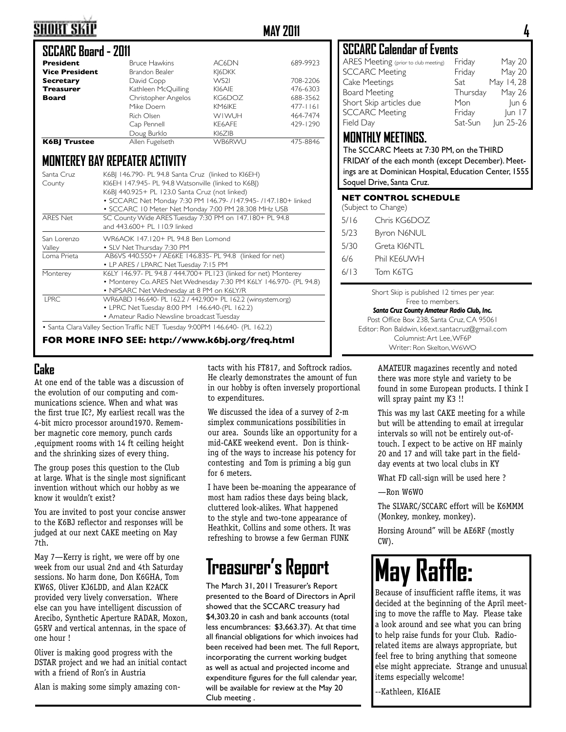## SCCARC Board - 2011

| | | | |
|---|---|---|---|
| **President** | Bruce Hawkins | AC6DN | 689-9923 |
| **Vice President** | Brandon Bealer | KJ6DKK | |
| **Secretary** | David Copp | WS2I | 708-2206 |
| **Treasurer** | Kathleen McQuilling | KI6AIE | 476-6303 |
| **Board** | Christopher Angelos | KG6DOZ | 688-3562 |
| | Mike Doern | KM6IKE | 477-1161 |
| | Rich Olsen | W1WUH | 464-7474 |
| | Cap Pennell | KE6AFE | 429-1290 |
| | Doug Burklo | KI6ZIB | |
| **K6BJ Trustee** | Allen Fugelseth | WB6RWU | 475-8846 |

## MONTEREY BAY REPEATER ACTIVITY

| | |
|---|---|
| Santa Cruz County | K6BJ 146.790- PL 94.8 Santa Cruz (linked to KI6EH)<br>KI6EH 147.945- PL 94.8 Watsonville (linked to K6BJ)<br>K6BJ 440.925+ PL 123.0 Santa Cruz (not linked)<br>• SCCARC Net Monday 7:30 PM 146.79- /147.945- /147.180+ linked<br>• SCCARC 10 Meter Net Monday 7:00 PM 28.308 MHz USB |
| ARES Net | SC County Wide ARES Tuesday 7:30 PM on 147.180+ PL 94.8 and 443.600+ PL 110.9 linked |
| San Lorenzo Valley | WR6AOK 147.120+ PL 94.8 Ben Lomond<br>• SLV Net Thursday 7:30 PM |
| Loma Prieta | AB6VS 440.550+ / AE6KE 146.835- PL 94.8 (linked for net)<br>• LP ARES / LPARC Net Tuesday 7:15 PM |
| Monterey | K6LY 146.97- PL 94.8 / 444.700+ PL123 (linked for net) Monterey<br>• Monterey Co. ARES Net Wednesday 7:30 PM K6LY 146.970- (PL 94.8)<br>• NPSARC Net Wednesday at 8 PM on K6LY/R |
| LPRC | WR6ABD 146.640- PL 162.2 / 442.900+ PL 162.2 (winsystem.org)<br>• LPRC Net Tuesday 8:00 PM 146.640-(PL 162.2)<br>• Amateur Radio Newsline broadcast Tuesday |

• Santa Clara Valley Section Traffic NET Tuesday 9:00PM 146.640- (PL 162.2)

**FOR MORE INFO SEE: http://www.k6bj.org/freq.html**

## SCCARC Calendar of Events

| | | |
|---|---|---|
| ARES Meeting (prior to club meeting) | Friday | May 20 |
| SCCARC Meeting | Friday | May 20 |
| Cake Meetings | Sat | May 14, 28 |
| Board Meeting | Thursday | May 26 |
| Short Skip articles due | Mon | Jun 6 |
| SCCARC Meeting | Friday | Jun 17 |
| Field Day | Sat-Sun | Jun 25-26 |

## MONTHLY MEETINGS.

The SCCARC Meets at 7:30 PM, on the THIRD FRIDAY of the each month (except December). Meetings are at Dominican Hospital, Education Center, 1555 Soquel Drive, Santa Cruz.

### NET CONTROL SCHEDULE

(Subject to Change)

| | |
|---|---|
| 5/16 | Chris KG6DOZ |
| 5/23 | Byron N6NUL |
| 5/30 | Greta KI6NTL |
| 6/6 | Phil KE6UWH |
| 6/13 | Tom K6TG |

Short Skip is published 12 times per year.
Free to members.
***Santa Cruz County Amateur Radio Club, Inc.***
Post Office Box 238, Santa Cruz, CA 95061
Editor: Ron Baldwin, k6ext.santacruz@gmail.com
Columnist: Art Lee, WF6P
Writer: Ron Skelton, W6WO

## Cake

At one end of the table was a discussion of the evolution of our computing and communications science. When and what was the first true IC?, My earliest recall was the 4-bit micro processor around1970. Remember magnetic core memory, punch cards ,equipment rooms with 14 ft ceiling height and the shrinking sizes of every thing.

The group poses this question to the Club at large. What is the single most significant invention without which our hobby as we know it wouldn't exist?

You are invited to post your concise answer to the K6BJ reflector and responses will be judged at our next CAKE meeting on May 7th.

May 7—Kerry is right, we were off by one week from our usual 2nd and 4th Saturday sessions. No harm done, Don K6GHA, Tom KW6S, Oliver KJ6LDD, and Alan K2ACK provided very lively conversation. Where else can you have intelligent discussion of Arecibo, Synthetic Aperture RADAR, Moxon, G5RV and vertical antennas, in the space of one hour !

Oliver is making good progress with the DSTAR project and we had an initial contact with a friend of Ron's in Austria

Alan is making some simply amazing contacts with his FT817, and Softrock radios. He clearly demonstrates the amount of fun in our hobby is often inversely proportional to expenditures.

We discussed the idea of a survey of 2-m simplex communications possibilities in our area. Sounds like an opportunity for a mid-CAKE weekend event. Don is thinking of the ways to increase his potency for contesting and Tom is priming a big gun for 6 meters.

I have been be-moaning the appearance of most ham radios these days being black, cluttered look-alikes. What happened to the style and two-tone appearance of Heathkit, Collins and some others. It was refreshing to browse a few German FUNK AMATEUR magazines recently and noted there was more style and variety to be found in some European products. I think I will spray paint my K3 !!

This was my last CAKE meeting for a while but will be attending to email at irregular intervals so will not be entirely out-of-touch. I expect to be active on HF mainly 20 and 17 and will take part in the field-day events at two local clubs in KY

What FD call-sign will be used here ?

—Ron W6WO

The SLVARC/SCCARC effort will be K6MMM (Monkey, monkey, monkey).

Horsing Around" will be AE6RF (mostly CW).

# Treasurer's Report

The March 31, 2011 Treasurer's Report presented to the Board of Directors in April showed that the SCCARC treasury had $4,303.20 in cash and bank accounts (total less encumbrances: $3,663.37). At that time all financial obligations for which invoices had been received had been met. The full Report, incorporating the current working budget as well as actual and projected income and expenditure figures for the full calendar year, will be available for review at the May 20 Club meeting .

# May Raffle:

Because of insufficient raffle items, it was decided at the beginning of the April meeting to move the raffle to May. Please take a look around and see what you can bring to help raise funds for your Club. Radio-related items are always appropriate, but feel free to bring anything that someone else might appreciate. Strange and unusual items especially welcome!

--Kathleen, KI6AIE